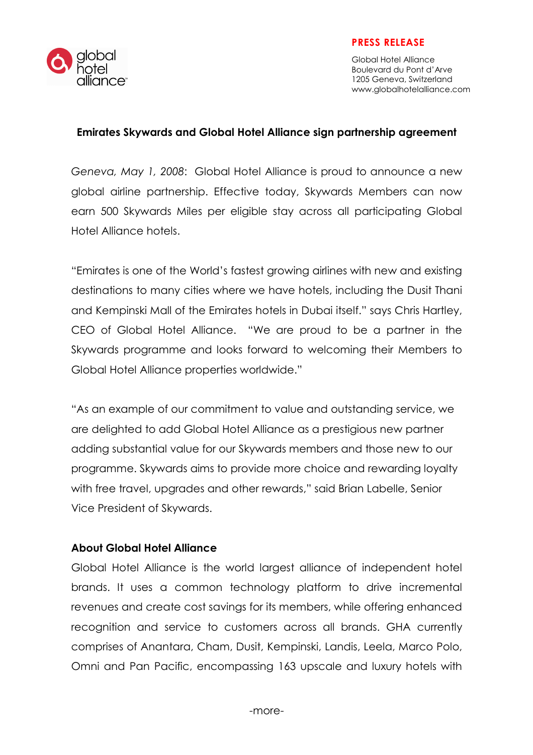global hotel alliance

**PRESS RELEASE**

Global Hotel Alliance
Boulevard du Pont d'Arve
1205 Geneva, Switzerland
www.globalhotelalliance.com

## Emirates Skywards and Global Hotel Alliance sign partnership agreement

*Geneva, May 1, 2008*: Global Hotel Alliance is proud to announce a new global airline partnership. Effective today, Skywards Members can now earn 500 Skywards Miles per eligible stay across all participating Global Hotel Alliance hotels.

"Emirates is one of the World's fastest growing airlines with new and existing destinations to many cities where we have hotels, including the Dusit Thani and Kempinski Mall of the Emirates hotels in Dubai itself." says Chris Hartley, CEO of Global Hotel Alliance. "We are proud to be a partner in the Skywards programme and looks forward to welcoming their Members to Global Hotel Alliance properties worldwide."

"As an example of our commitment to value and outstanding service, we are delighted to add Global Hotel Alliance as a prestigious new partner adding substantial value for our Skywards members and those new to our programme. Skywards aims to provide more choice and rewarding loyalty with free travel, upgrades and other rewards," said Brian Labelle, Senior Vice President of Skywards.

### About Global Hotel Alliance

Global Hotel Alliance is the world largest alliance of independent hotel brands. It uses a common technology platform to drive incremental revenues and create cost savings for its members, while offering enhanced recognition and service to customers across all brands. GHA currently comprises of Anantara, Cham, Dusit, Kempinski, Landis, Leela, Marco Polo, Omni and Pan Pacific, encompassing 163 upscale and luxury hotels with

-more-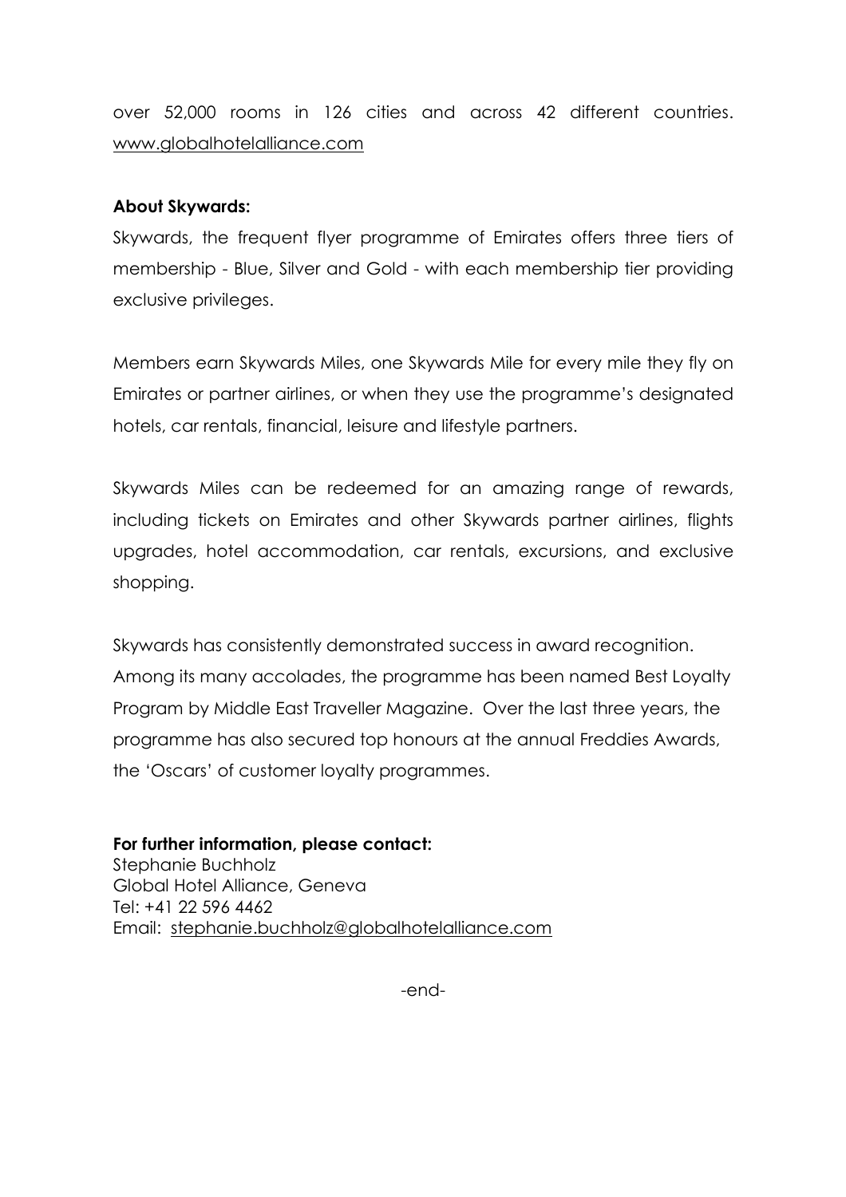over 52,000 rooms in 126 cities and across 42 different countries. www.globalhotelalliance.com

**About Skywards:**

Skywards, the frequent flyer programme of Emirates offers three tiers of membership - Blue, Silver and Gold - with each membership tier providing exclusive privileges.

Members earn Skywards Miles, one Skywards Mile for every mile they fly on Emirates or partner airlines, or when they use the programme's designated hotels, car rentals, financial, leisure and lifestyle partners.

Skywards Miles can be redeemed for an amazing range of rewards, including tickets on Emirates and other Skywards partner airlines, flights upgrades, hotel accommodation, car rentals, excursions, and exclusive shopping.

Skywards has consistently demonstrated success in award recognition. Among its many accolades, the programme has been named Best Loyalty Program by Middle East Traveller Magazine. Over the last three years, the programme has also secured top honours at the annual Freddies Awards, the 'Oscars' of customer loyalty programmes.

**For further information, please contact:**
Stephanie Buchholz
Global Hotel Alliance, Geneva
Tel: +41 22 596 4462
Email: stephanie.buchholz@globalhotelalliance.com

-end-